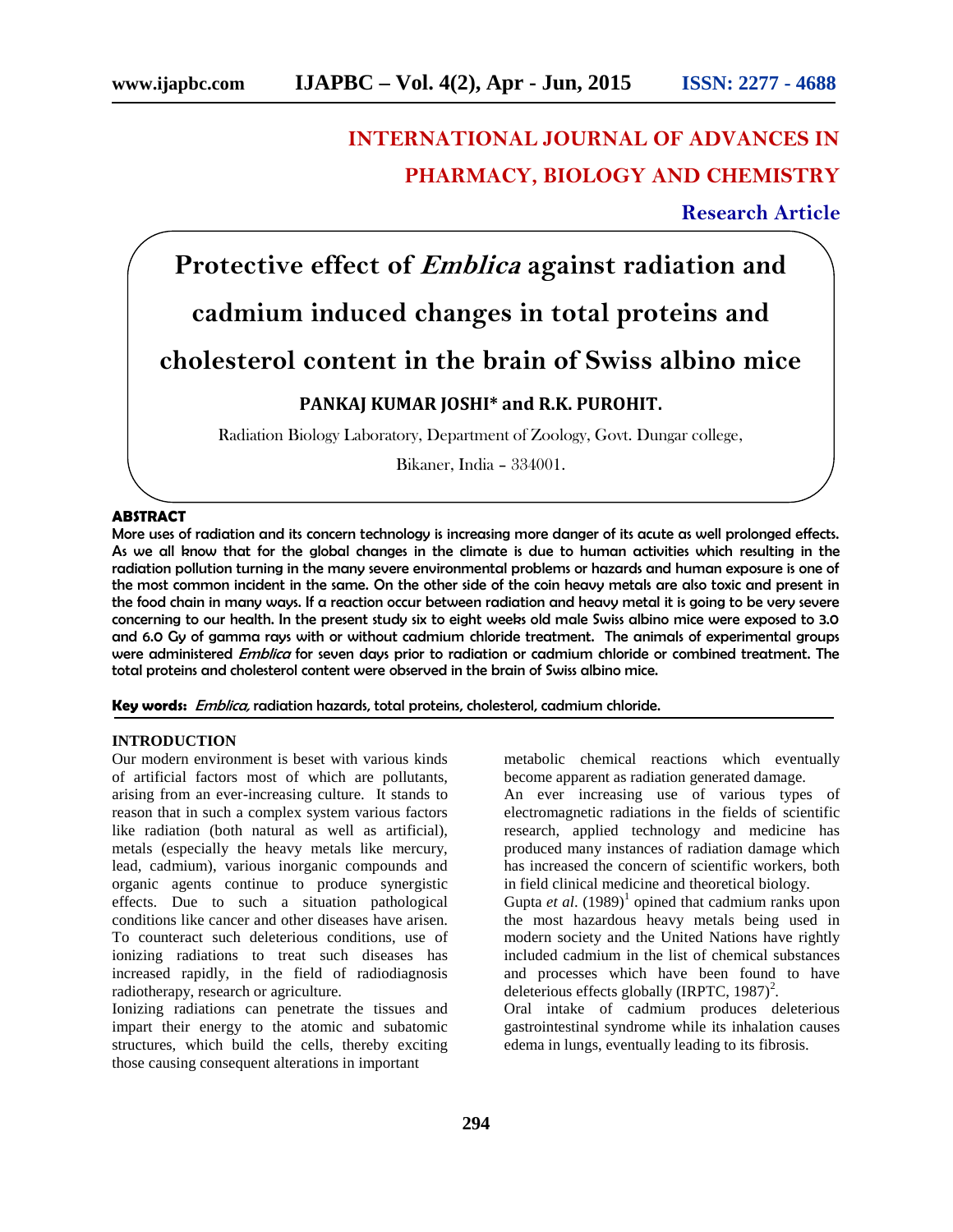# INTERNATIONAL JOURNAL OF ADVANCES IN PHARMACY, BIOLOGY AND CHEMISTRY

**Research Article**

# Protective effect of *Emblica* against radiation and cadmium induced changes in total proteins and cholesterol content in the brain of Swiss albino mice

**PANKAJ KUMAR JOSHI\* and R.K. PUROHIT.**

Radiation Biology Laboratory, Department of Zoology, Govt. Dungar college, Bikaner, India – 334001.

## ABSTRACT

**More uses of radiation and its concern technology is increasing more danger of its acute as well prolonged effects. As we all know that for the global changes in the climate is due to human activities which resulting in the radiation pollution turning in the many severe environmental problems or hazards and human exposure is one of the most common incident in the same. On the other side of the coin heavy metals are also toxic and present in the food chain in many ways. If a reaction occur between radiation and heavy metal it is going to be very severe concerning to our health. In the present study six to eight weeks old male Swiss albino mice were exposed to 3.0 and 6.0 Gy of gamma rays with or without cadmium chloride treatment. The animals of experimental groups were administered *Emblica* for seven days prior to radiation or cadmium chloride or combined treatment. The total proteins and cholesterol content were observed in the brain of Swiss albino mice.**

**Key words:** ***Emblica,*** **radiation hazards, total proteins, cholesterol, cadmium chloride.**

## INTRODUCTION

Our modern environment is beset with various kinds of artificial factors most of which are pollutants, arising from an ever-increasing culture. It stands to reason that in such a complex system various factors like radiation (both natural as well as artificial), metals (especially the heavy metals like mercury, lead, cadmium), various inorganic compounds and organic agents continue to produce synergistic effects. Due to such a situation pathological conditions like cancer and other diseases have arisen. To counteract such deleterious conditions, use of ionizing radiations to treat such diseases has increased rapidly, in the field of radiodiagnosis radiotherapy, research or agriculture.

Ionizing radiations can penetrate the tissues and impart their energy to the atomic and subatomic structures, which build the cells, thereby exciting those causing consequent alterations in important metabolic chemical reactions which eventually become apparent as radiation generated damage.

An ever increasing use of various types of electromagnetic radiations in the fields of scientific research, applied technology and medicine has produced many instances of radiation damage which has increased the concern of scientific workers, both in field clinical medicine and theoretical biology.

Gupta *et al*. (1989)[1] opined that cadmium ranks upon the most hazardous heavy metals being used in modern society and the United Nations have rightly included cadmium in the list of chemical substances and processes which have been found to have deleterious effects globally (IRPTC, 1987)[2].

Oral intake of cadmium produces deleterious gastrointestinal syndrome while its inhalation causes edema in lungs, eventually leading to its fibrosis.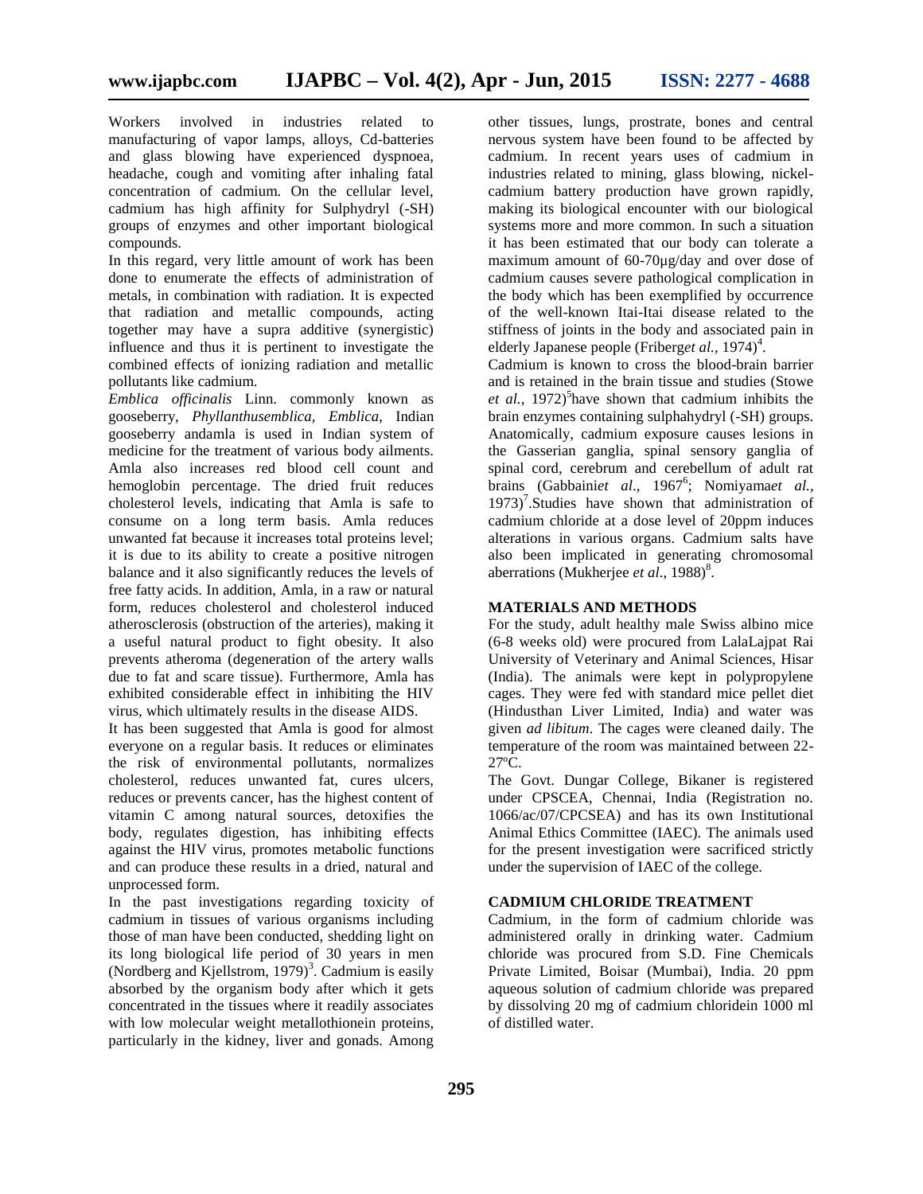Workers involved in industries related to manufacturing of vapor lamps, alloys, Cd-batteries and glass blowing have experienced dyspnoea, headache, cough and vomiting after inhaling fatal concentration of cadmium. On the cellular level, cadmium has high affinity for Sulphydryl (-SH) groups of enzymes and other important biological compounds.

In this regard, very little amount of work has been done to enumerate the effects of administration of metals, in combination with radiation. It is expected that radiation and metallic compounds, acting together may have a supra additive (synergistic) influence and thus it is pertinent to investigate the combined effects of ionizing radiation and metallic pollutants like cadmium.

*Emblica officinalis* Linn. commonly known as gooseberry, *Phyllanthusemblica*, *Emblica*, Indian gooseberry andamla is used in Indian system of medicine for the treatment of various body ailments. Amla also increases red blood cell count and hemoglobin percentage. The dried fruit reduces cholesterol levels, indicating that Amla is safe to consume on a long term basis. Amla reduces unwanted fat because it increases total proteins level; it is due to its ability to create a positive nitrogen balance and it also significantly reduces the levels of free fatty acids. In addition, Amla, in a raw or natural form, reduces cholesterol and cholesterol induced atherosclerosis (obstruction of the arteries), making it a useful natural product to fight obesity. It also prevents atheroma (degeneration of the artery walls due to fat and scare tissue). Furthermore, Amla has exhibited considerable effect in inhibiting the HIV virus, which ultimately results in the disease AIDS.

It has been suggested that Amla is good for almost everyone on a regular basis. It reduces or eliminates the risk of environmental pollutants, normalizes cholesterol, reduces unwanted fat, cures ulcers, reduces or prevents cancer, has the highest content of vitamin C among natural sources, detoxifies the body, regulates digestion, has inhibiting effects against the HIV virus, promotes metabolic functions and can produce these results in a dried, natural and unprocessed form.

In the past investigations regarding toxicity of cadmium in tissues of various organisms including those of man have been conducted, shedding light on its long biological life period of 30 years in men (Nordberg and Kjellstrom, 1979)[3]. Cadmium is easily absorbed by the organism body after which it gets concentrated in the tissues where it readily associates with low molecular weight metallothionein proteins, particularly in the kidney, liver and gonads. Among other tissues, lungs, prostrate, bones and central nervous system have been found to be affected by cadmium. In recent years uses of cadmium in industries related to mining, glass blowing, nickel-cadmium battery production have grown rapidly, making its biological encounter with our biological systems more and more common. In such a situation it has been estimated that our body can tolerate a maximum amount of 60-70µg/day and over dose of cadmium causes severe pathological complication in the body which has been exemplified by occurrence of the well-known Itai-Itai disease related to the stiffness of joints in the body and associated pain in elderly Japanese people (Friberg*et al.*, 1974)[4].

Cadmium is known to cross the blood-brain barrier and is retained in the brain tissue and studies (Stowe *et al.*, 1972)[5]have shown that cadmium inhibits the brain enzymes containing sulphahydryl (-SH) groups. Anatomically, cadmium exposure causes lesions in the Gasserian ganglia, spinal sensory ganglia of spinal cord, cerebrum and cerebellum of adult rat brains (Gabbaini*et al*., 1967[6]; Nomiyama*et al.*, 1973)[7].Studies have shown that administration of cadmium chloride at a dose level of 20ppm induces alterations in various organs. Cadmium salts have also been implicated in generating chromosomal aberrations (Mukherjee *et al*., 1988)[8].

## MATERIALS AND METHODS

For the study, adult healthy male Swiss albino mice (6-8 weeks old) were procured from LalaLajpat Rai University of Veterinary and Animal Sciences, Hisar (India). The animals were kept in polypropylene cages. They were fed with standard mice pellet diet (Hindusthan Liver Limited, India) and water was given *ad libitum*. The cages were cleaned daily. The temperature of the room was maintained between 22-27ºC.

The Govt. Dungar College, Bikaner is registered under CPSCEA, Chennai, India (Registration no. 1066/ac/07/CPCSEA) and has its own Institutional Animal Ethics Committee (IAEC). The animals used for the present investigation were sacrificed strictly under the supervision of IAEC of the college.

## CADMIUM CHLORIDE TREATMENT

Cadmium, in the form of cadmium chloride was administered orally in drinking water. Cadmium chloride was procured from S.D. Fine Chemicals Private Limited, Boisar (Mumbai), India. 20 ppm aqueous solution of cadmium chloride was prepared by dissolving 20 mg of cadmium chloridein 1000 ml of distilled water.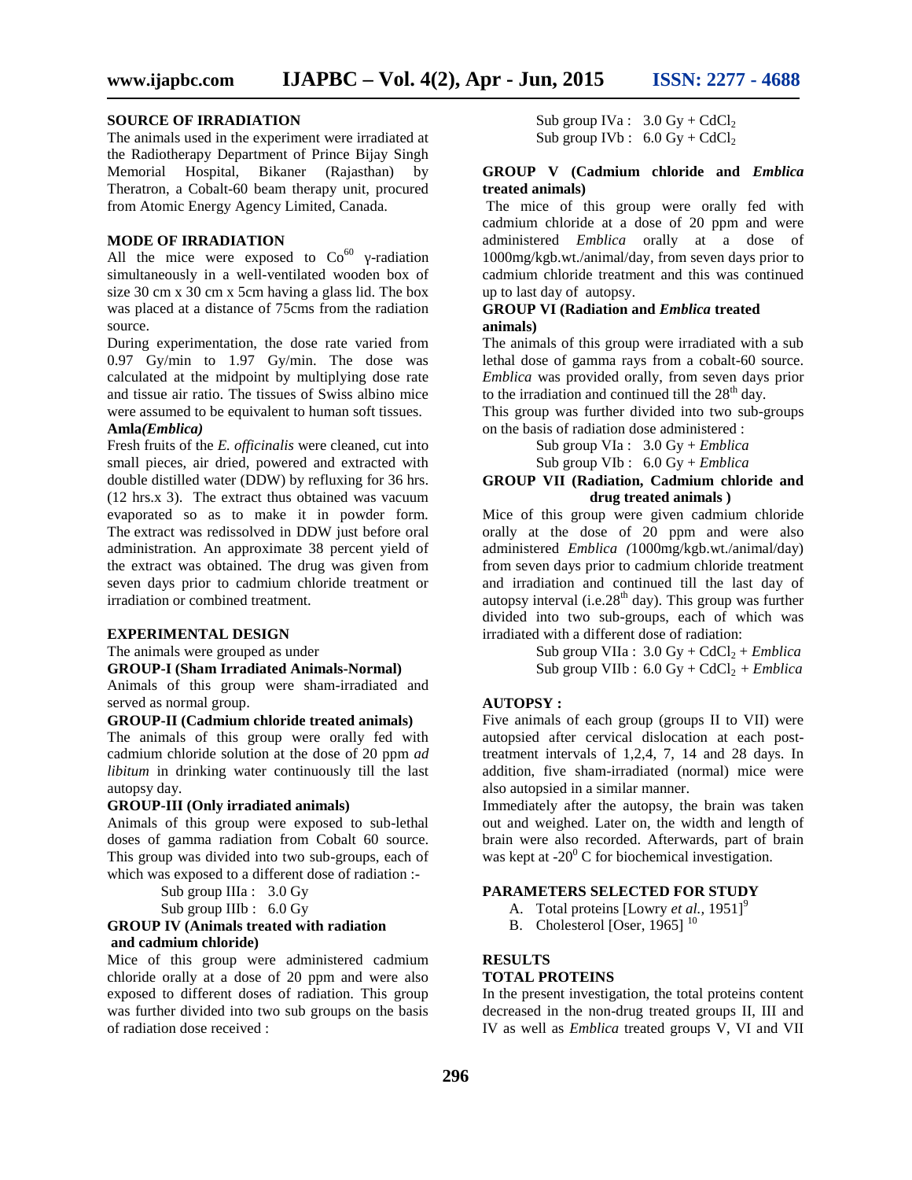### SOURCE OF IRRADIATION

The animals used in the experiment were irradiated at the Radiotherapy Department of Prince Bijay Singh Memorial Hospital, Bikaner (Rajasthan) by Theratron, a Cobalt-60 beam therapy unit, procured from Atomic Energy Agency Limited, Canada.

### MODE OF IRRADIATION

All the mice were exposed to $Co^{60}$ γ-radiation simultaneously in a well-ventilated wooden box of size 30 cm x 30 cm x 5cm having a glass lid. The box was placed at a distance of 75cms from the radiation source.

During experimentation, the dose rate varied from 0.97 Gy/min to 1.97 Gy/min. The dose was calculated at the midpoint by multiplying dose rate and tissue air ratio. The tissues of Swiss albino mice were assumed to be equivalent to human soft tissues.

**Amla*(Emblica)***

Fresh fruits of the *E. officinalis* were cleaned, cut into small pieces, air dried, powered and extracted with double distilled water (DDW) by refluxing for 36 hrs. (12 hrs.x 3). The extract thus obtained was vacuum evaporated so as to make it in powder form. The extract was redissolved in DDW just before oral administration. An approximate 38 percent yield of the extract was obtained. The drug was given from seven days prior to cadmium chloride treatment or irradiation or combined treatment.

### EXPERIMENTAL DESIGN

The animals were grouped as under

**GROUP-I (Sham Irradiated Animals-Normal)**

Animals of this group were sham-irradiated and served as normal group.

**GROUP-II (Cadmium chloride treated animals)**

The animals of this group were orally fed with cadmium chloride solution at the dose of 20 ppm *ad libitum* in drinking water continuously till the last autopsy day.

**GROUP-III (Only irradiated animals)**

Animals of this group were exposed to sub-lethal doses of gamma radiation from Cobalt 60 source. This group was divided into two sub-groups, each of which was exposed to a different dose of radiation :-

Sub group IIIa : 3.0 Gy
Sub group IIIb : 6.0 Gy

**GROUP IV (Animals treated with radiation and cadmium chloride)**

Mice of this group were administered cadmium chloride orally at a dose of 20 ppm and were also exposed to different doses of radiation. This group was further divided into two sub groups on the basis of radiation dose received :

Sub group IVa : 3.0 Gy + $CdCl_2$
Sub group IVb : 6.0 Gy + $CdCl_2$

**GROUP V (Cadmium chloride and *Emblica* treated animals)**

The mice of this group were orally fed with cadmium chloride at a dose of 20 ppm and were administered *Emblica* orally at a dose of 1000mg/kgb.wt./animal/day, from seven days prior to cadmium chloride treatment and this was continued up to last day of autopsy.

**GROUP VI (Radiation and *Emblica* treated animals)**

The animals of this group were irradiated with a sub lethal dose of gamma rays from a cobalt-60 source. *Emblica* was provided orally, from seven days prior to the irradiation and continued till the 28th day.

This group was further divided into two sub-groups on the basis of radiation dose administered :

Sub group VIa : 3.0 Gy + *Emblica*
Sub group VIb : 6.0 Gy + *Emblica*

**GROUP VII (Radiation, Cadmium chloride and drug treated animals )**

Mice of this group were given cadmium chloride orally at the dose of 20 ppm and were also administered *Emblica (*1000mg/kgb.wt./animal/day) from seven days prior to cadmium chloride treatment and irradiation and continued till the last day of autopsy interval (i.e.28th day). This group was further divided into two sub-groups, each of which was irradiated with a different dose of radiation:

Sub group VIIa : 3.0 Gy + $CdCl_2$ + *Emblica*
Sub group VIIb : 6.0 Gy + $CdCl_2$ + *Emblica*

### AUTOPSY :

Five animals of each group (groups II to VII) were autopsied after cervical dislocation at each post-treatment intervals of 1,2,4, 7, 14 and 28 days. In addition, five sham-irradiated (normal) mice were also autopsied in a similar manner.

Immediately after the autopsy, the brain was taken out and weighed. Later on, the width and length of brain were also recorded. Afterwards, part of brain was kept at -20$^0$ C for biochemical investigation.

### PARAMETERS SELECTED FOR STUDY

A. Total proteins [Lowry *et al.*, 1951][9]
B. Cholesterol [Oser, 1965] [10]

### RESULTS

### TOTAL PROTEINS

In the present investigation, the total proteins content decreased in the non-drug treated groups II, III and IV as well as *Emblica* treated groups V, VI and VII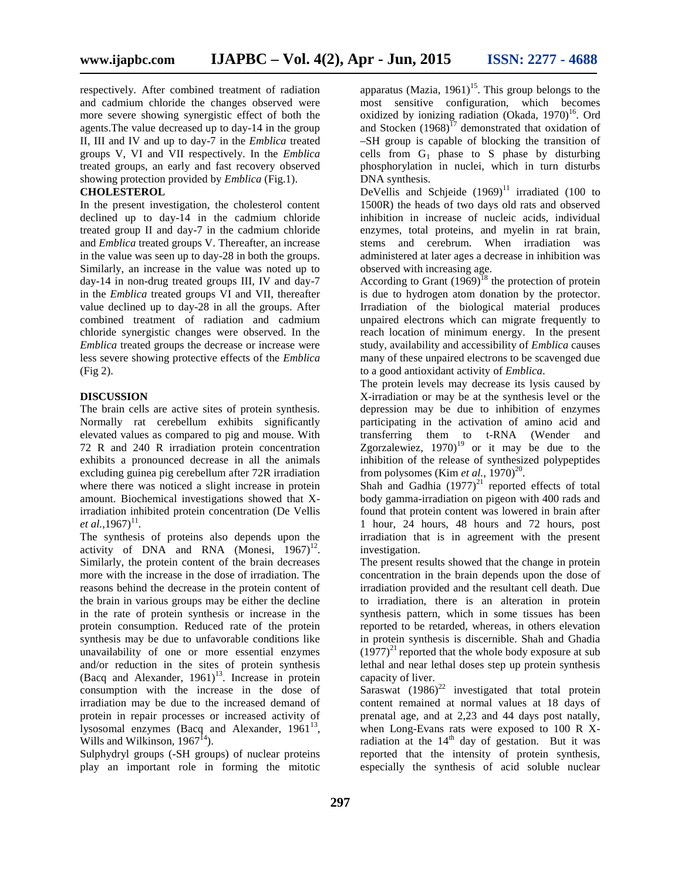respectively. After combined treatment of radiation and cadmium chloride the changes observed were more severe showing synergistic effect of both the agents.The value decreased up to day-14 in the group II, III and IV and up to day-7 in the *Emblica* treated groups V, VI and VII respectively. In the *Emblica* treated groups, an early and fast recovery observed showing protection provided by *Emblica* (Fig.1).

**CHOLESTEROL**

In the present investigation, the cholesterol content declined up to day-14 in the cadmium chloride treated group II and day-7 in the cadmium chloride and *Emblica* treated groups V. Thereafter, an increase in the value was seen up to day-28 in both the groups. Similarly, an increase in the value was noted up to day-14 in non-drug treated groups III, IV and day-7 in the *Emblica* treated groups VI and VII, thereafter value declined up to day-28 in all the groups. After combined treatment of radiation and cadmium chloride synergistic changes were observed. In the *Emblica* treated groups the decrease or increase were less severe showing protective effects of the *Emblica* (Fig 2).

## DISCUSSION

The brain cells are active sites of protein synthesis. Normally rat cerebellum exhibits significantly elevated values as compared to pig and mouse. With 72 R and 240 R irradiation protein concentration exhibits a pronounced decrease in all the animals excluding guinea pig cerebellum after 72R irradiation where there was noticed a slight increase in protein amount. Biochemical investigations showed that X-irradiation inhibited protein concentration (De Vellis *et al.*,1967)[11].

The synthesis of proteins also depends upon the activity of DNA and RNA (Monesi, 1967)[12]. Similarly, the protein content of the brain decreases more with the increase in the dose of irradiation. The reasons behind the decrease in the protein content of the brain in various groups may be either the decline in the rate of protein synthesis or increase in the protein consumption. Reduced rate of the protein synthesis may be due to unfavorable conditions like unavailability of one or more essential enzymes and/or reduction in the sites of protein synthesis (Bacq and Alexander, 1961)[13]. Increase in protein consumption with the increase in the dose of irradiation may be due to the increased demand of protein in repair processes or increased activity of lysosomal enzymes (Bacq and Alexander, 1961[13], Wills and Wilkinson, 1967[14]).

Sulphydryl groups (-SH groups) of nuclear proteins play an important role in forming the mitotic apparatus (Mazia, 1961)[15]. This group belongs to the most sensitive configuration, which becomes oxidized by ionizing radiation (Okada, 1970)[16]. Ord and Stocken (1968)[17] demonstrated that oxidation of –SH group is capable of blocking the transition of cells from $G_1$ phase to S phase by disturbing phosphorylation in nuclei, which in turn disturbs DNA synthesis.

DeVellis and Schjeide (1969)[11] irradiated (100 to 1500R) the heads of two days old rats and observed inhibition in increase of nucleic acids, individual enzymes, total proteins, and myelin in rat brain, stems and cerebrum. When irradiation was administered at later ages a decrease in inhibition was observed with increasing age.

According to Grant (1969)[18] the protection of protein is due to hydrogen atom donation by the protector. Irradiation of the biological material produces unpaired electrons which can migrate frequently to reach location of minimum energy. In the present study, availability and accessibility of *Emblica* causes many of these unpaired electrons to be scavenged due to a good antioxidant activity of *Emblica*.

The protein levels may decrease its lysis caused by X-irradiation or may be at the synthesis level or the depression may be due to inhibition of enzymes participating in the activation of amino acid and transferring them to t-RNA (Wender and Zgorzalewiez, 1970)[19] or it may be due to the inhibition of the release of synthesized polypeptides from polysomes (Kim *et al.*, 1970)[20].

Shah and Gadhia (1977)[21] reported effects of total body gamma-irradiation on pigeon with 400 rads and found that protein content was lowered in brain after 1 hour, 24 hours, 48 hours and 72 hours, post irradiation that is in agreement with the present investigation.

The present results showed that the change in protein concentration in the brain depends upon the dose of irradiation provided and the resultant cell death. Due to irradiation, there is an alteration in protein synthesis pattern, which in some tissues has been reported to be retarded, whereas, in others elevation in protein synthesis is discernible. Shah and Ghadia (1977)[21] reported that the whole body exposure at sub lethal and near lethal doses step up protein synthesis capacity of liver.

Saraswat (1986)[22] investigated that total protein content remained at normal values at 18 days of prenatal age, and at 2,23 and 44 days post natally, when Long-Evans rats were exposed to 100 R X-radiation at the 14th day of gestation. But it was reported that the intensity of protein synthesis, especially the synthesis of acid soluble nuclear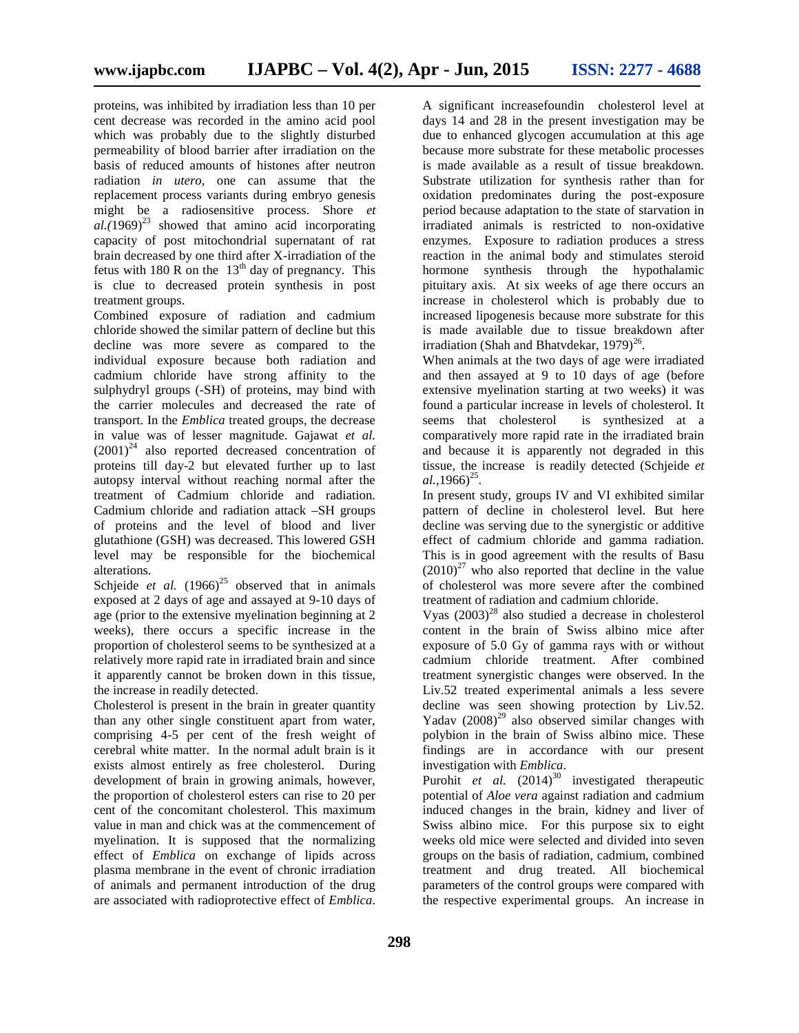proteins, was inhibited by irradiation less than 10 per cent decrease was recorded in the amino acid pool which was probably due to the slightly disturbed permeability of blood barrier after irradiation on the basis of reduced amounts of histones after neutron radiation *in utero*, one can assume that the replacement process variants during embryo genesis might be a radiosensitive process. Shore *et al.*(1969)[23] showed that amino acid incorporating capacity of post mitochondrial supernatant of rat brain decreased by one third after X-irradiation of the fetus with 180 R on the 13th day of pregnancy. This is clue to decreased protein synthesis in post treatment groups.

Combined exposure of radiation and cadmium chloride showed the similar pattern of decline but this decline was more severe as compared to the individual exposure because both radiation and cadmium chloride have strong affinity to the sulphydryl groups (-SH) of proteins, may bind with the carrier molecules and decreased the rate of transport. In the *Emblica* treated groups, the decrease in value was of lesser magnitude. Gajawat *et al.* (2001)[24] also reported decreased concentration of proteins till day-2 but elevated further up to last autopsy interval without reaching normal after the treatment of Cadmium chloride and radiation. Cadmium chloride and radiation attack –SH groups of proteins and the level of blood and liver glutathione (GSH) was decreased. This lowered GSH level may be responsible for the biochemical alterations.

Schjeide *et al.* (1966)[25] observed that in animals exposed at 2 days of age and assayed at 9-10 days of age (prior to the extensive myelination beginning at 2 weeks), there occurs a specific increase in the proportion of cholesterol seems to be synthesized at a relatively more rapid rate in irradiated brain and since it apparently cannot be broken down in this tissue, the increase in readily detected.

Cholesterol is present in the brain in greater quantity than any other single constituent apart from water, comprising 4-5 per cent of the fresh weight of cerebral white matter. In the normal adult brain is it exists almost entirely as free cholesterol. During development of brain in growing animals, however, the proportion of cholesterol esters can rise to 20 per cent of the concomitant cholesterol. This maximum value in man and chick was at the commencement of myelination. It is supposed that the normalizing effect of *Emblica* on exchange of lipids across plasma membrane in the event of chronic irradiation of animals and permanent introduction of the drug are associated with radioprotective effect of *Emblica*.

A significant increasefoundin cholesterol level at days 14 and 28 in the present investigation may be due to enhanced glycogen accumulation at this age because more substrate for these metabolic processes is made available as a result of tissue breakdown. Substrate utilization for synthesis rather than for oxidation predominates during the post-exposure period because adaptation to the state of starvation in irradiated animals is restricted to non-oxidative enzymes. Exposure to radiation produces a stress reaction in the animal body and stimulates steroid hormone synthesis through the hypothalamic pituitary axis. At six weeks of age there occurs an increase in cholesterol which is probably due to increased lipogenesis because more substrate for this is made available due to tissue breakdown after irradiation (Shah and Bhatvdekar, 1979)[26].

When animals at the two days of age were irradiated and then assayed at 9 to 10 days of age (before extensive myelination starting at two weeks) it was found a particular increase in levels of cholesterol. It seems that cholesterol is synthesized at a comparatively more rapid rate in the irradiated brain and because it is apparently not degraded in this tissue, the increase is readily detected (Schjeide *et al.*,1966)[25].

In present study, groups IV and VI exhibited similar pattern of decline in cholesterol level. But here decline was serving due to the synergistic or additive effect of cadmium chloride and gamma radiation. This is in good agreement with the results of Basu (2010)[27] who also reported that decline in the value of cholesterol was more severe after the combined treatment of radiation and cadmium chloride.

Vyas (2003)[28] also studied a decrease in cholesterol content in the brain of Swiss albino mice after exposure of 5.0 Gy of gamma rays with or without cadmium chloride treatment. After combined treatment synergistic changes were observed. In the Liv.52 treated experimental animals a less severe decline was seen showing protection by Liv.52. Yadav (2008)[29] also observed similar changes with polybion in the brain of Swiss albino mice. These findings are in accordance with our present investigation with *Emblica*.

Purohit *et al.* (2014)[30] investigated therapeutic potential of *Aloe vera* against radiation and cadmium induced changes in the brain, kidney and liver of Swiss albino mice. For this purpose six to eight weeks old mice were selected and divided into seven groups on the basis of radiation, cadmium, combined treatment and drug treated. All biochemical parameters of the control groups were compared with the respective experimental groups. An increase in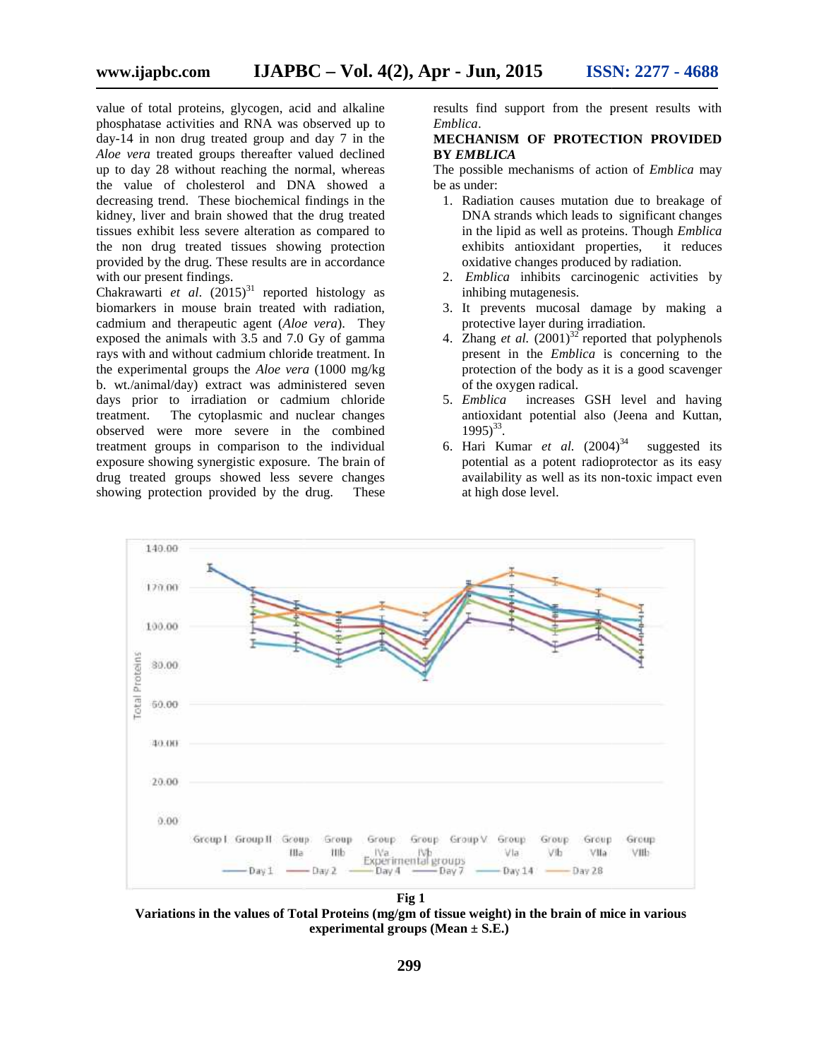value of total proteins, glycogen, acid and alkaline phosphatase activities and RNA was observed up to day-14 in non drug treated group and day 7 in the *Aloe vera* treated groups thereafter valued declined up to day 28 without reaching the normal, whereas the value of cholesterol and DNA showed a decreasing trend. These biochemical findings in the kidney, liver and brain showed that the drug treated tissues exhibit less severe alteration as compared to the non drug treated tissues showing protection provided by the drug. These results are in accordance with our present findings.

Chakrawarti *et al.* (2015)[31] reported histology as biomarkers in mouse brain treated with radiation, cadmium and therapeutic agent (*Aloe vera*). They exposed the animals with 3.5 and 7.0 Gy of gamma rays with and without cadmium chloride treatment. In the experimental groups the *Aloe vera* (1000 mg/kg b. wt./animal/day) extract was administered seven days prior to irradiation or cadmium chloride treatment. The cytoplasmic and nuclear changes observed were more severe in the combined treatment groups in comparison to the individual exposure showing synergistic exposure. The brain of drug treated groups showed less severe changes showing protection provided by the drug. These results find support from the present results with *Emblica*.

**MECHANISM OF PROTECTION PROVIDED BY *EMBLICA***

The possible mechanisms of action of *Emblica* may be as under:

1. Radiation causes mutation due to breakage of DNA strands which leads to significant changes in the lipid as well as proteins. Though *Emblica* exhibits antioxidant properties, it reduces oxidative changes produced by radiation.
2. *Emblica* inhibits carcinogenic activities by inhibiting mutagenesis.
3. It prevents mucosal damage by making a protective layer during irradiation.
4. Zhang *et al.* (2001)[32] reported that polyphenols present in the *Emblica* is concerning to the protection of the body as it is a good scavenger of the oxygen radical.
5. *Emblica* increases GSH level and having antioxidant potential also (Jeena and Kuttan, 1995)[33].
6. Hari Kumar *et al.* (2004)[34] suggested its potential as a potent radioprotector as its easy availability as well as its non-toxic impact even at high dose level.

140.00
120.00
100.00
80.00
60.00
40.00
20.00
0.00

Total Proteins

Group I, Group II, Group IIIa, Group IIIb, Group IVa, Group IVb, Group V, Group VIa, Group VIb, Group VIIa, Group VIIb

Experimental groups

Day 1, Day 2, Day 4, Day 7, Day 14, Day 28

**Fig 1**

**Variations in the values of Total Proteins (mg/gm of tissue weight) in the brain of mice in various experimental groups (Mean ± S.E.)**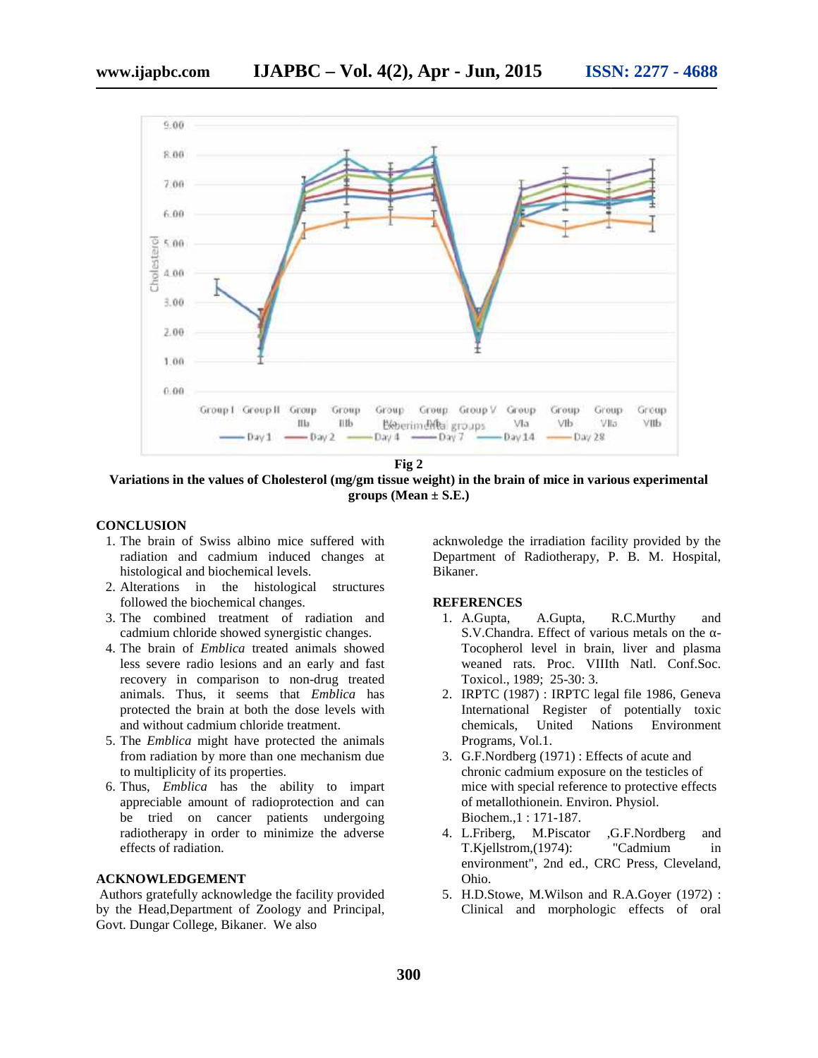5.00
8.00
7.00
6.00
5.00
4.00
3.00
2.00
1.00
0.00

Cholesterol

Group I Group II Group IIIa Group IIIb Group IVa Group IVb Group V Group VIa Group VIb Group VIIa Group VIIb

Experimental groups

Day 1 Day 2 Day 4 Day 7 Day 14 Day 28

**Fig 2**

**Variations in the values of Cholesterol (mg/gm tissue weight) in the brain of mice in various experimental groups (Mean ± S.E.)**

## CONCLUSION

1. The brain of Swiss albino mice suffered with radiation and cadmium induced changes at histological and biochemical levels.
2. Alterations in the histological structures followed the biochemical changes.
3. The combined treatment of radiation and cadmium chloride showed synergistic changes.
4. The brain of *Emblica* treated animals showed less severe radio lesions and an early and fast recovery in comparison to non-drug treated animals. Thus, it seems that *Emblica* has protected the brain at both the dose levels with and without cadmium chloride treatment.
5. The *Emblica* might have protected the animals from radiation by more than one mechanism due to multiplicity of its properties.
6. Thus, *Emblica* has the ability to impart appreciable amount of radioprotection and can be tried on cancer patients undergoing radiotherapy in order to minimize the adverse effects of radiation.

## ACKNOWLEDGEMENT

Authors gratefully acknowledge the facility provided by the Head,Department of Zoology and Principal, Govt. Dungar College, Bikaner. We also acknwoledge the irradiation facility provided by the Department of Radiotherapy, P. B. M. Hospital, Bikaner.

## REFERENCES

1. A.Gupta, A.Gupta, R.C.Murthy and S.V.Chandra. Effect of various metals on the α-Tocopherol level in brain, liver and plasma weaned rats. Proc. VIIIth Natl. Conf.Soc. Toxicol., 1989; 25-30: 3.
2. IRPTC (1987) : IRPTC legal file 1986, Geneva International Register of potentially toxic chemicals, United Nations Environment Programs, Vol.1.
3. G.F.Nordberg (1971) : Effects of acute and chronic cadmium exposure on the testicles of mice with special reference to protective effects of metallothionein. Environ. Physiol. Biochem.,1 : 171-187.
4. L.Friberg, M.Piscator ,G.F.Nordberg and T.Kjellstrom,(1974): "Cadmium in environment", 2nd ed., CRC Press, Cleveland, Ohio.
5. H.D.Stowe, M.Wilson and R.A.Goyer (1972) : Clinical and morphologic effects of oral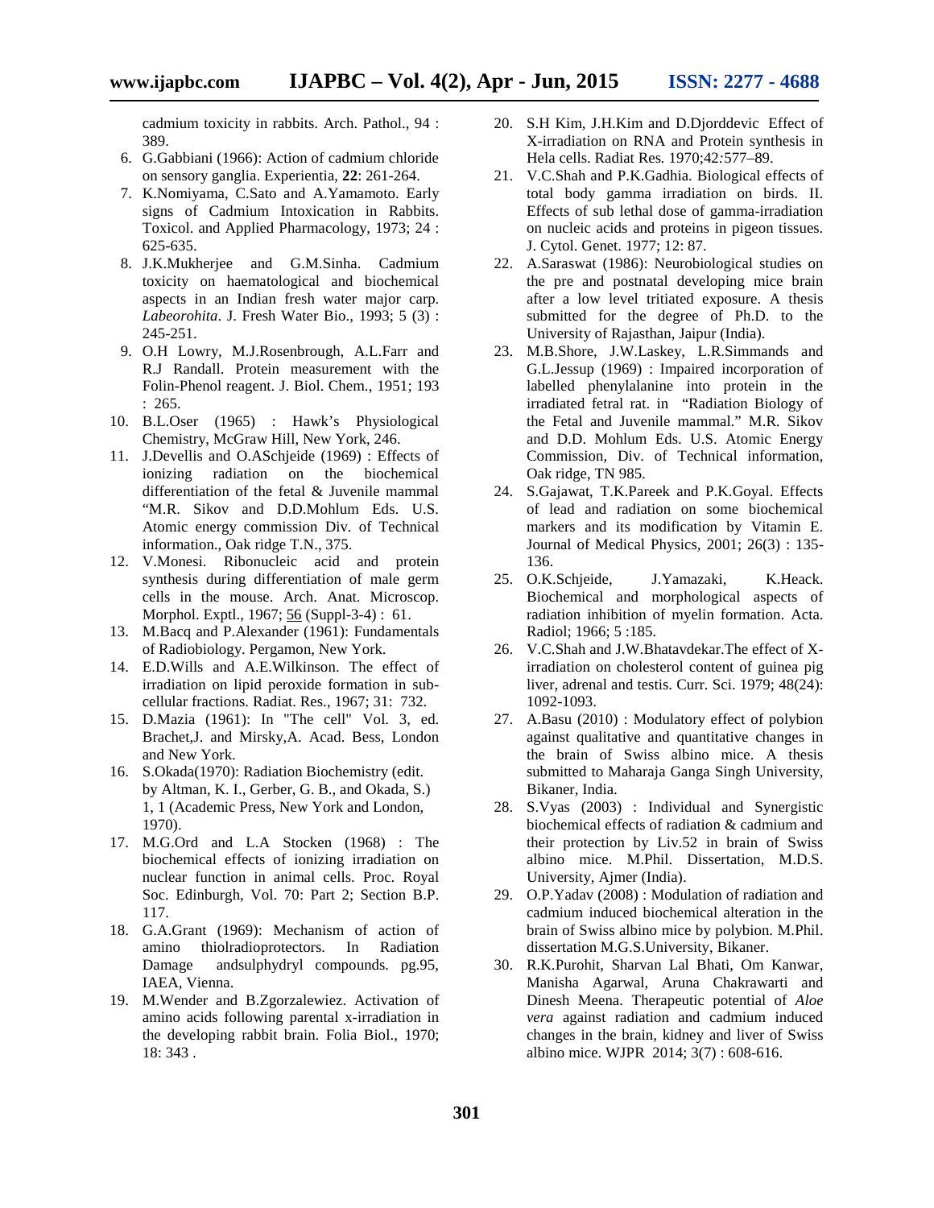cadmium toxicity in rabbits. Arch. Pathol., 94 : 389.

6. G.Gabbiani (1966): Action of cadmium chloride on sensory ganglia. Experientia, **22**: 261-264.
7. K.Nomiyama, C.Sato and A.Yamamoto. Early signs of Cadmium Intoxication in Rabbits. Toxicol. and Applied Pharmacology, 1973; 24 : 625-635.
8. J.K.Mukherjee and G.M.Sinha. Cadmium toxicity on haematological and biochemical aspects in an Indian fresh water major carp. *Labeorohita*. J. Fresh Water Bio., 1993; 5 (3) : 245-251.
9. O.H Lowry, M.J.Rosenbrough, A.L.Farr and R.J Randall. Protein measurement with the Folin-Phenol reagent. J. Biol. Chem., 1951; 193 : 265.
10. B.L.Oser (1965) : Hawk's Physiological Chemistry, McGraw Hill, New York, 246.
11. J.Devellis and O.ASchjeide (1969) : Effects of ionizing radiation on the biochemical differentiation of the fetal & Juvenile mammal "M.R. Sikov and D.D.Mohlum Eds. U.S. Atomic energy commission Div. of Technical information., Oak ridge T.N., 375.
12. V.Monesi. Ribonucleic acid and protein synthesis during differentiation of male germ cells in the mouse. Arch. Anat. Microscop. Morphol. Exptl., 1967; 56 (Suppl-3-4) : 61.
13. M.Bacq and P.Alexander (1961): Fundamentals of Radiobiology. Pergamon, New York.
14. E.D.Wills and A.E.Wilkinson. The effect of irradiation on lipid peroxide formation in sub-cellular fractions. Radiat. Res., 1967; 31: 732.
15. D.Mazia (1961): In "The cell" Vol. 3, ed. Brachet,J. and Mirsky,A. Acad. Bess, London and New York.
16. S.Okada(1970): Radiation Biochemistry (edit. by Altman, K. I., Gerber, G. B., and Okada, S.) 1, 1 (Academic Press, New York and London, 1970).
17. M.G.Ord and L.A Stocken (1968) : The biochemical effects of ionizing irradiation on nuclear function in animal cells. Proc. Royal Soc. Edinburgh, Vol. 70: Part 2; Section B.P. 117.
18. G.A.Grant (1969): Mechanism of action of amino thiolradioprotectors. In Radiation Damage andsulphydryl compounds. pg.95, IAEA, Vienna.
19. M.Wender and B.Zgorzalewiez. Activation of amino acids following parental x-irradiation in the developing rabbit brain. Folia Biol., 1970; 18: 343 .
20. S.H Kim, J.H.Kim and D.Djorddevic Effect of X-irradiation on RNA and Protein synthesis in Hela cells. Radiat Res. 1970;42:577–89.
21. V.C.Shah and P.K.Gadhia. Biological effects of total body gamma irradiation on birds. II. Effects of sub lethal dose of gamma-irradiation on nucleic acids and proteins in pigeon tissues. J. Cytol. Genet. 1977; 12: 87.
22. A.Saraswat (1986): Neurobiological studies on the pre and postnatal developing mice brain after a low level tritiated exposure. A thesis submitted for the degree of Ph.D. to the University of Rajasthan, Jaipur (India).
23. M.B.Shore, J.W.Laskey, L.R.Simmands and G.L.Jessup (1969) : Impaired incorporation of labelled phenylalanine into protein in the irradiated fetral rat. in "Radiation Biology of the Fetal and Juvenile mammal." M.R. Sikov and D.D. Mohlum Eds. U.S. Atomic Energy Commission, Div. of Technical information, Oak ridge, TN 985.
24. S.Gajawat, T.K.Pareek and P.K.Goyal. Effects of lead and radiation on some biochemical markers and its modification by Vitamin E. Journal of Medical Physics, 2001; 26(3) : 135-136.
25. O.K.Schjeide, J.Yamazaki, K.Heack. Biochemical and morphological aspects of radiation inhibition of myelin formation. Acta. Radiol; 1966; 5 :185.
26. V.C.Shah and J.W.Bhatavdekar.The effect of X-irradiation on cholesterol content of guinea pig liver, adrenal and testis. Curr. Sci. 1979; 48(24): 1092-1093.
27. A.Basu (2010) : Modulatory effect of polybion against qualitative and quantitative changes in the brain of Swiss albino mice. A thesis submitted to Maharaja Ganga Singh University, Bikaner, India.
28. S.Vyas (2003) : Individual and Synergistic biochemical effects of radiation & cadmium and their protection by Liv.52 in brain of Swiss albino mice. M.Phil. Dissertation, M.D.S. University, Ajmer (India).
29. O.P.Yadav (2008) : Modulation of radiation and cadmium induced biochemical alteration in the brain of Swiss albino mice by polybion. M.Phil. dissertation M.G.S.University, Bikaner.
30. R.K.Purohit, Sharvan Lal Bhati, Om Kanwar, Manisha Agarwal, Aruna Chakrawarti and Dinesh Meena. Therapeutic potential of *Aloe vera* against radiation and cadmium induced changes in the brain, kidney and liver of Swiss albino mice. WJPR 2014; 3(7) : 608-616.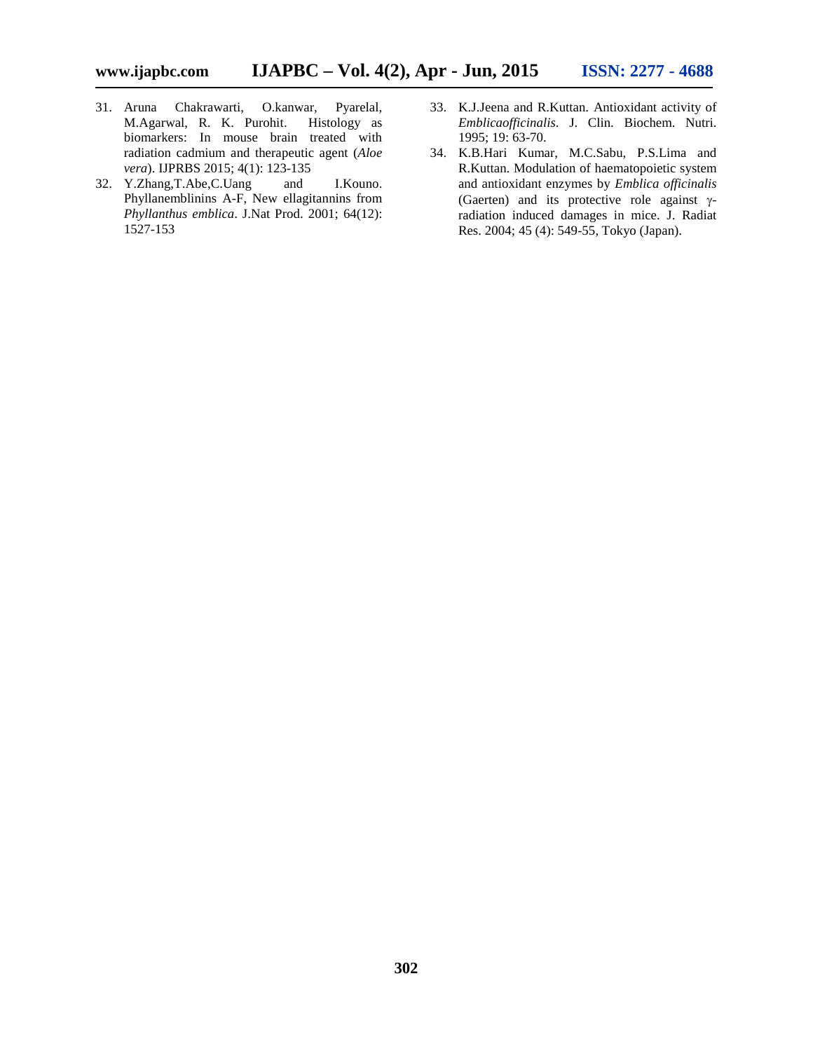31. Aruna Chakrawarti, O.kanwar, Pyarelal, M.Agarwal, R. K. Purohit. Histology as biomarkers: In mouse brain treated with radiation cadmium and therapeutic agent (*Aloe vera*). IJPRBS 2015; 4(1): 123-135
32. Y.Zhang,T.Abe,C.Uang and I.Kouno. Phyllanemblinins A-F, New ellagitannins from *Phyllanthus emblica*. J.Nat Prod. 2001; 64(12): 1527-153
33. K.J.Jeena and R.Kuttan. Antioxidant activity of *Emblicaofficinalis*. J. Clin. Biochem. Nutri. 1995; 19: 63-70.
34. K.B.Hari Kumar, M.C.Sabu, P.S.Lima and R.Kuttan. Modulation of haematopoietic system and antioxidant enzymes by *Emblica officinalis* (Gaerten) and its protective role against γ-radiation induced damages in mice. J. Radiat Res. 2004; 45 (4): 549-55, Tokyo (Japan).